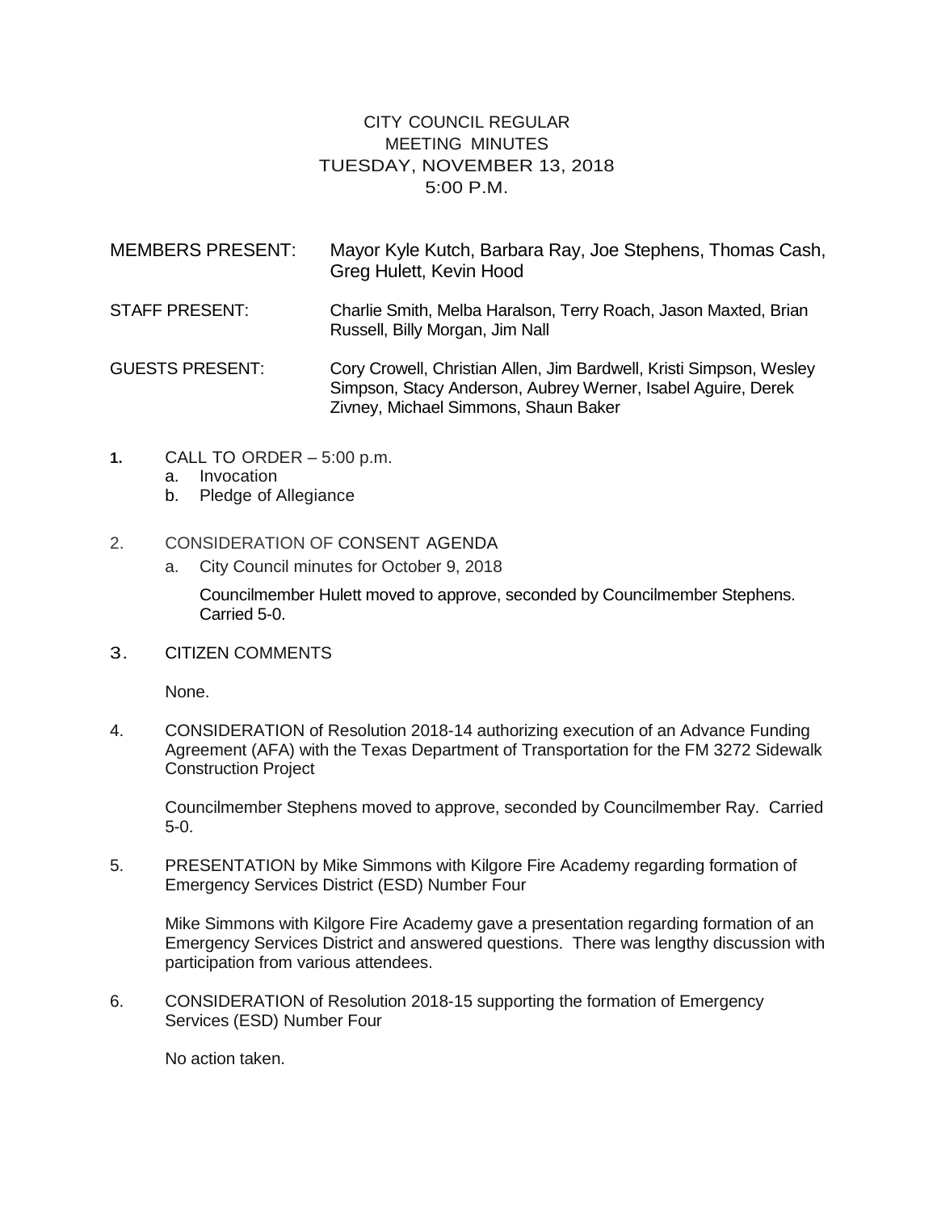# CITY COUNCIL REGULAR MEETING MINUTES
## TUESDAY, NOVEMBER 13, 2018
## 5:00 P.M.

MEMBERS PRESENT: Mayor Kyle Kutch, Barbara Ray, Joe Stephens, Thomas Cash, Greg Hulett, Kevin Hood

STAFF PRESENT: Charlie Smith, Melba Haralson, Terry Roach, Jason Maxted, Brian Russell, Billy Morgan, Jim Nall

GUESTS PRESENT: Cory Crowell, Christian Allen, Jim Bardwell, Kristi Simpson, Wesley Simpson, Stacy Anderson, Aubrey Werner, Isabel Aguire, Derek Zivney, Michael Simmons, Shaun Baker

1. CALL TO ORDER – 5:00 p.m.
   a. Invocation
   b. Pledge of Allegiance

2. CONSIDERATION OF CONSENT AGENDA
   a. City Council minutes for October 9, 2018

      Councilmember Hulett moved to approve, seconded by Councilmember Stephens. Carried 5-0.

3. CITIZEN COMMENTS

   None.

4. CONSIDERATION of Resolution 2018-14 authorizing execution of an Advance Funding Agreement (AFA) with the Texas Department of Transportation for the FM 3272 Sidewalk Construction Project

   Councilmember Stephens moved to approve, seconded by Councilmember Ray. Carried 5-0.

5. PRESENTATION by Mike Simmons with Kilgore Fire Academy regarding formation of Emergency Services District (ESD) Number Four

   Mike Simmons with Kilgore Fire Academy gave a presentation regarding formation of an Emergency Services District and answered questions. There was lengthy discussion with participation from various attendees.

6. CONSIDERATION of Resolution 2018-15 supporting the formation of Emergency Services (ESD) Number Four

   No action taken.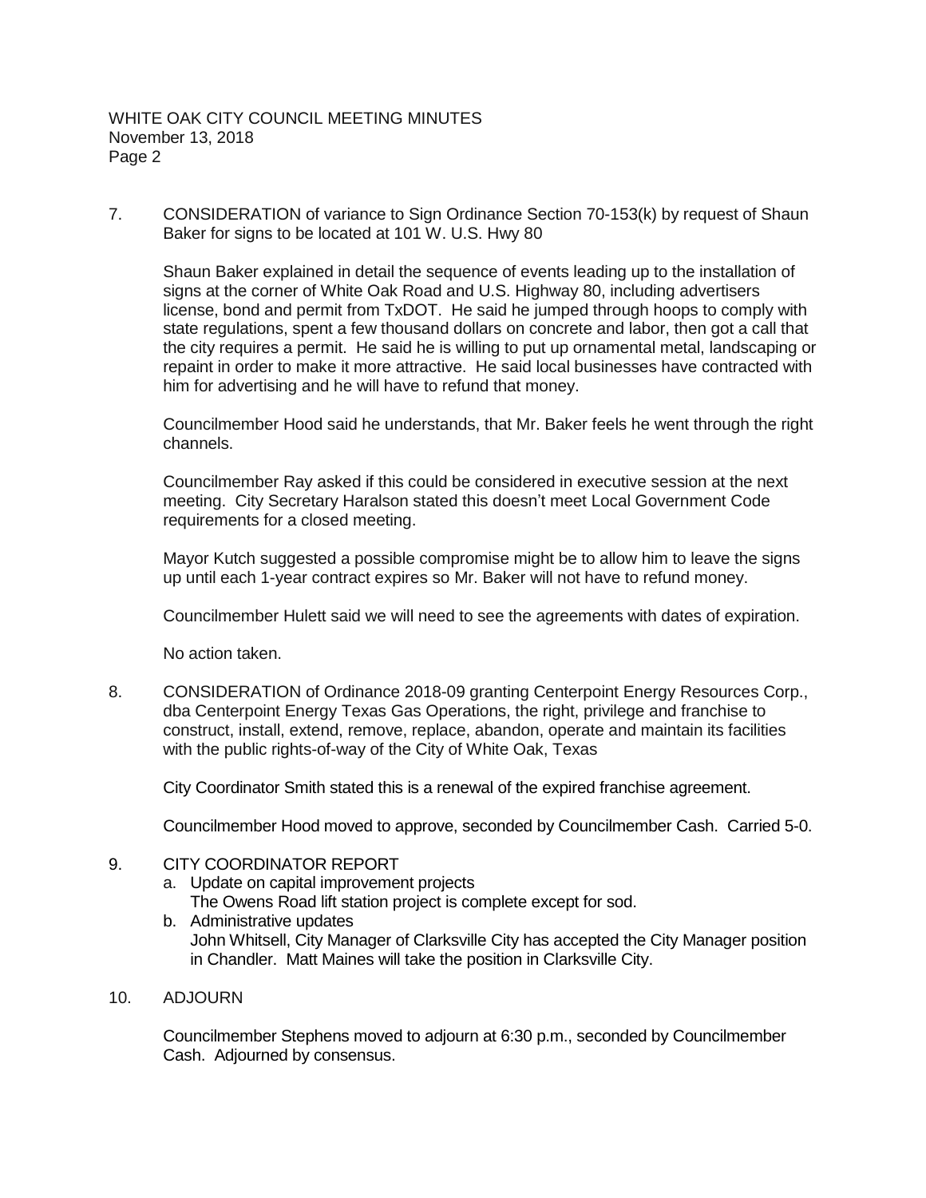7. CONSIDERATION of variance to Sign Ordinance Section 70-153(k) by request of Shaun Baker for signs to be located at 101 W. U.S. Hwy 80

   Shaun Baker explained in detail the sequence of events leading up to the installation of signs at the corner of White Oak Road and U.S. Highway 80, including advertisers license, bond and permit from TxDOT. He said he jumped through hoops to comply with state regulations, spent a few thousand dollars on concrete and labor, then got a call that the city requires a permit. He said he is willing to put up ornamental metal, landscaping or repaint in order to make it more attractive. He said local businesses have contracted with him for advertising and he will have to refund that money.

   Councilmember Hood said he understands, that Mr. Baker feels he went through the right channels.

   Councilmember Ray asked if this could be considered in executive session at the next meeting. City Secretary Haralson stated this doesn't meet Local Government Code requirements for a closed meeting.

   Mayor Kutch suggested a possible compromise might be to allow him to leave the signs up until each 1-year contract expires so Mr. Baker will not have to refund money.

   Councilmember Hulett said we will need to see the agreements with dates of expiration.

   No action taken.

8. CONSIDERATION of Ordinance 2018-09 granting Centerpoint Energy Resources Corp., dba Centerpoint Energy Texas Gas Operations, the right, privilege and franchise to construct, install, extend, remove, replace, abandon, operate and maintain its facilities with the public rights-of-way of the City of White Oak, Texas

   City Coordinator Smith stated this is a renewal of the expired franchise agreement.

   Councilmember Hood moved to approve, seconded by Councilmember Cash. Carried 5-0.

9. CITY COORDINATOR REPORT
   a. Update on capital improvement projects
      The Owens Road lift station project is complete except for sod.
   b. Administrative updates
      John Whitsell, City Manager of Clarksville City has accepted the City Manager position in Chandler. Matt Maines will take the position in Clarksville City.

10. ADJOURN

    Councilmember Stephens moved to adjourn at 6:30 p.m., seconded by Councilmember Cash. Adjourned by consensus.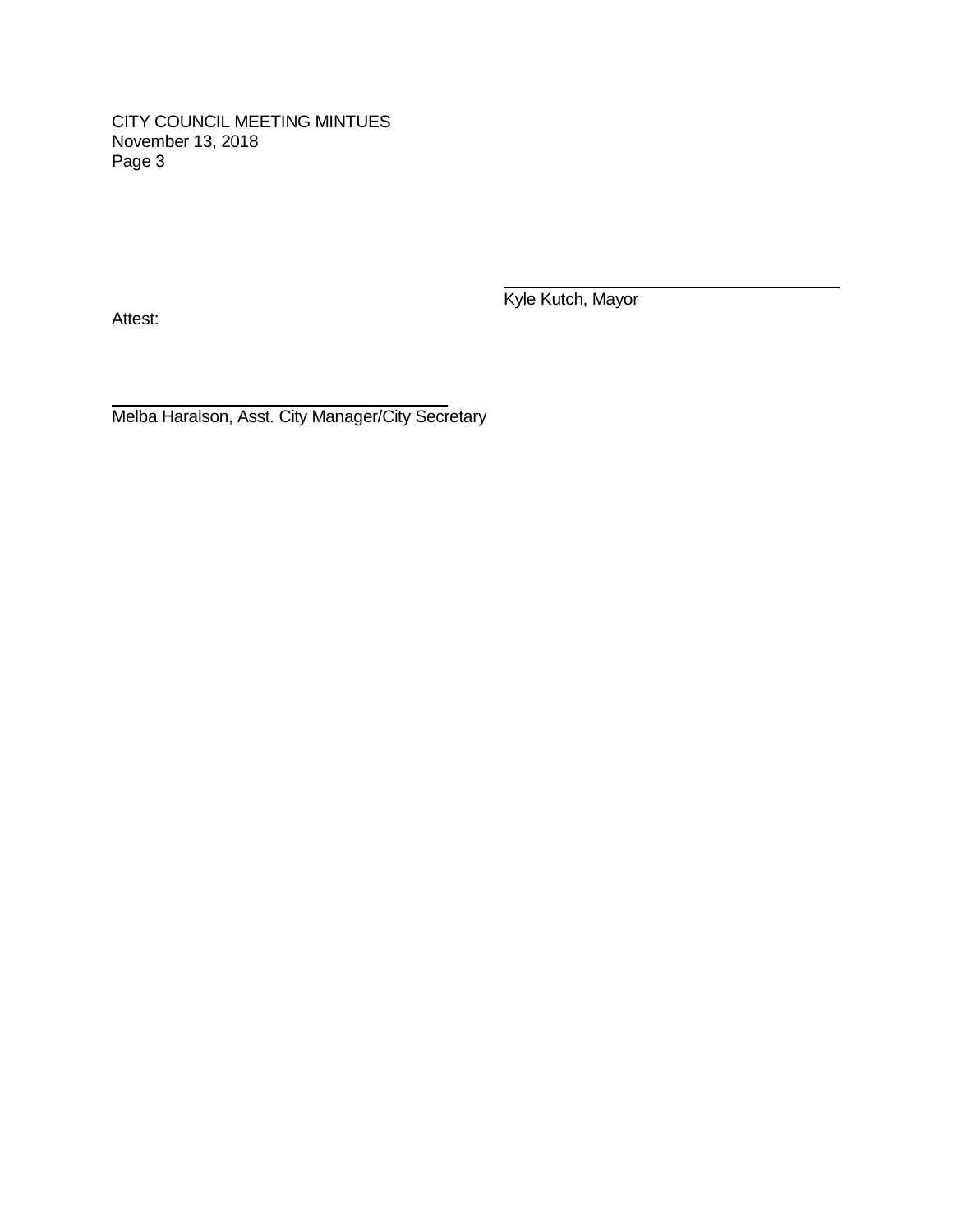Kyle Kutch, Mayor

Attest:

Melba Haralson, Asst. City Manager/City Secretary